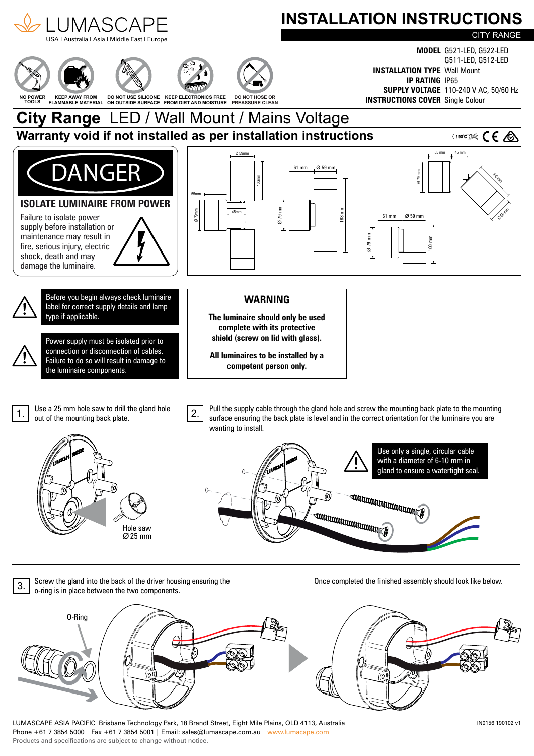LUMASCAPE
USA | Australia | Asia | Middle East | Europe

# INSTALLATION INSTRUCTIONS

CITY RANGE

NO POWER TOOLS | KEEP AWAY FROM FLAMMABLE MATERIAL | DO NOT USE SILICONE ON OUTSIDE SURFACE | KEEP ELECTRONICS FREE FROM DIRT AND MOISTURE | DO NOT HOSE OR PREASSURE CLEAN

**MODEL** G521-LED, G522-LED, G511-LED, G512-LED
**INSTALLATION TYPE** Wall Mount
**IP RATING** IP65
**SUPPLY VOLTAGE** 110-240 V AC, 50/60 Hz
**INSTRUCTIONS COVER** Single Colour

# City Range LED / Wall Mount / Mains Voltage

## Warranty void if not installed as per installation instructions

## DANGER

**ISOLATE LUMINAIRE FROM POWER**

Failure to isolate power supply before installation or maintenance may result in fire, serious injury, electric shock, death and may damage the luminaire.

Before you begin always check luminaire label for correct supply details and lamp type if applicable.

Power supply must be isolated prior to connection or disconnection of cables. Failure to do so will result in damage to the luminaire components.

### WARNING

**The luminaire should only be used complete with its protective shield (screw on lid with glass).**

**All luminaires to be installed by a competent person only.**

1. Use a 25 mm hole saw to drill the gland hole out of the mounting back plate.

   Hole saw Ø 25 mm

2. Pull the supply cable through the gland hole and screw the mounting back plate to the mounting surface ensuring the back plate is level and in the correct orientation for the luminaire you are wanting to install.

   Use only a single, circular cable with a diameter of 6-10 mm in gland to ensure a watertight seal.

3. Screw the gland into the back of the driver housing ensuring the o-ring is in place between the two components.

   O-Ring

Once completed the finished assembly should look like below.

LUMASCAPE ASIA PACIFIC Brisbane Technology Park, 18 Brandl Street, Eight Mile Plains, QLD 4113, Australia
Phone +61 7 3854 5000 | Fax +61 7 3854 5001 | Email: sales@lumascape.com.au | www.lumacape.com
Products and specifications are subject to change without notice.

IN0156 190102 v1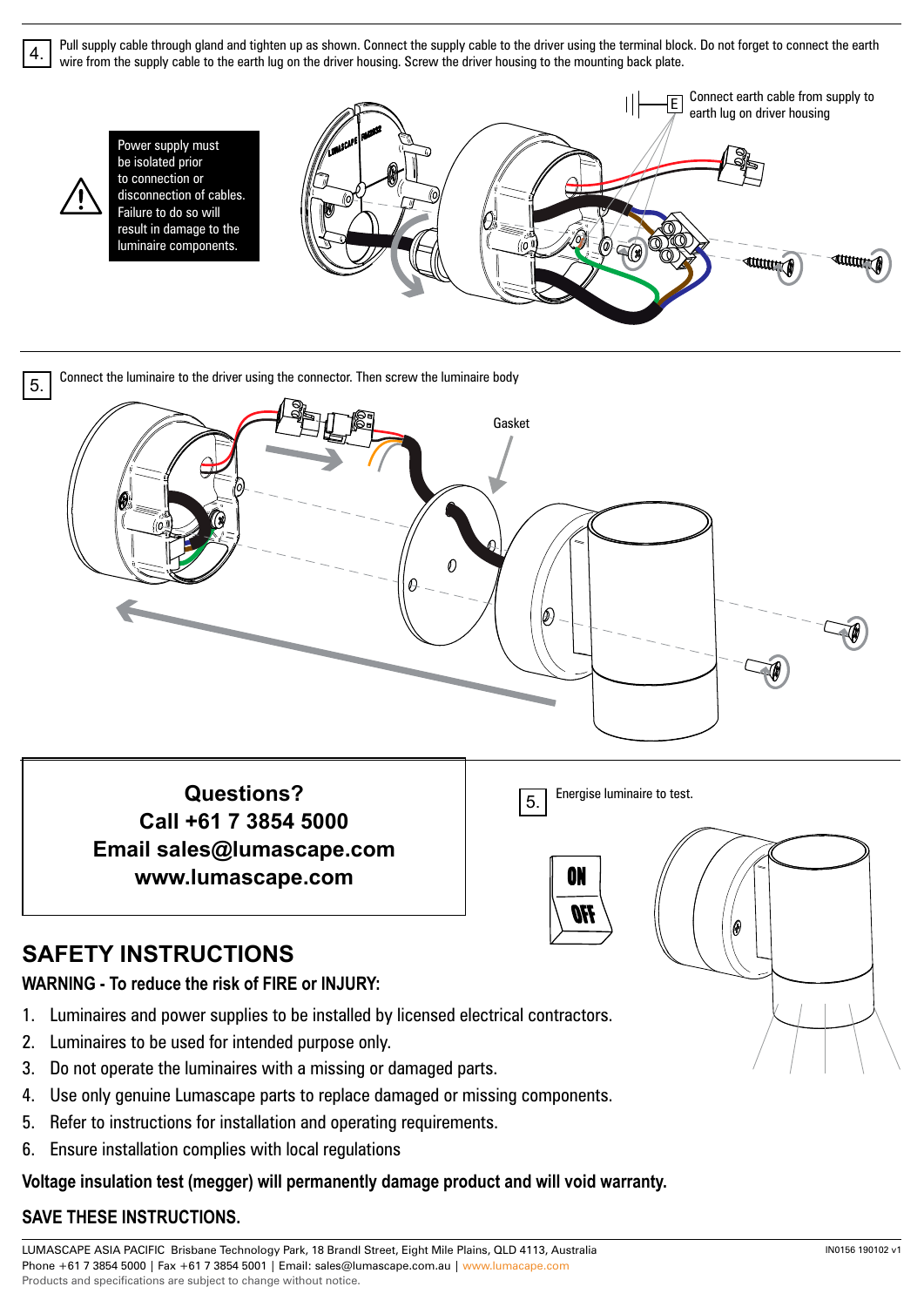4. Pull supply cable through gland and tighten up as shown. Connect the supply cable to the driver using the terminal block. Do not forget to connect the earth wire from the supply cable to the earth lug on the driver housing. Screw the driver housing to the mounting back plate.

Power supply must be isolated prior to connection or disconnection of cables. Failure to do so will result in damage to the luminaire components.

Connect earth cable from supply to earth lug on driver housing

5. Connect the luminaire to the driver using the connector. Then screw the luminaire body

Gasket

**Questions?**
**Call +61 7 3854 5000**
**Email sales@lumascape.com**
**www.lumascape.com**

5. Energise luminaire to test.

ON
OFF

## SAFETY INSTRUCTIONS

**WARNING - To reduce the risk of FIRE or INJURY:**

1. Luminaires and power supplies to be installed by licensed electrical contractors.
2. Luminaires to be used for intended purpose only.
3. Do not operate the luminaires with a missing or damaged parts.
4. Use only genuine Lumascape parts to replace damaged or missing components.
5. Refer to instructions for installation and operating requirements.
6. Ensure installation complies with local regulations

**Voltage insulation test (megger) will permanently damage product and will void warranty.**

**SAVE THESE INSTRUCTIONS.**

LUMASCAPE ASIA PACIFIC Brisbane Technology Park, 18 Brandl Street, Eight Mile Plains, QLD 4113, Australia
Phone +61 7 3854 5000 | Fax +61 7 3854 5001 | Email: sales@lumascape.com.au | www.lumacape.com
Products and specifications are subject to change without notice.

IN0156 190102 v1